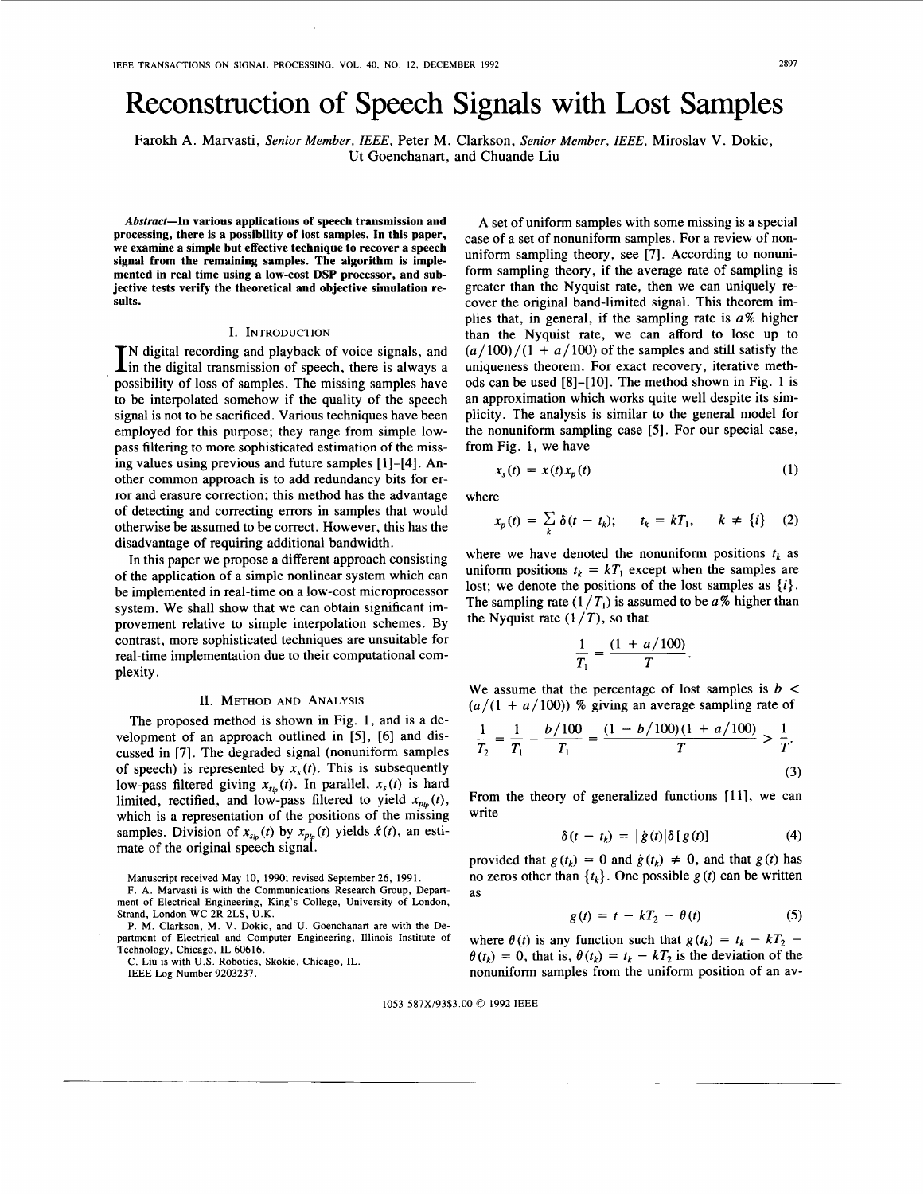# Reconstruction of Speech Signals with Lost Samples

Farokh A. Marvasti, *Senior Member, IEEE*, Peter M. Clarkson, *Senior Member, IEEE*, Miroslav V. Dokic, Ut Goenchanart, and Chuande Liu

***Abstract*—In various applications of speech transmission and processing, there is a possibility of lost samples. In this paper, we examine a simple but effective technique to recover a speech signal from the remaining samples. The algorithm is implemented in real time using a low-cost DSP processor, and subjective tests verify the theoretical and objective simulation results.**

## I. Introduction

In digital recording and playback of voice signals, and in the digital transmission of speech, there is always a possibility of loss of samples. The missing samples have to be interpolated somehow if the quality of the speech signal is not to be sacrificed. Various techniques have been employed for this purpose; they range from simple low-pass filtering to more sophisticated estimation of the missing values using previous and future samples [1]–[4]. Another common approach is to add redundancy bits for error and erasure correction; this method has the advantage of detecting and correcting errors in samples that would otherwise be assumed to be correct. However, this has the disadvantage of requiring additional bandwidth.

In this paper we propose a different approach consisting of the application of a simple nonlinear system which can be implemented in real-time on a low-cost microprocessor system. We shall show that we can obtain significant improvement relative to simple interpolation schemes. By contrast, more sophisticated techniques are unsuitable for real-time implementation due to their computational complexity.

## II. Method and Analysis

The proposed method is shown in Fig. 1, and is a development of an approach outlined in [5], [6] and discussed in [7]. The degraded signal (nonuniform samples of speech) is represented by $x_s(t)$. This is subsequently low-pass filtered giving $x_{s_{lp}}(t)$. In parallel, $x_s(t)$ is hard limited, rectified, and low-pass filtered to yield $x_{p_{lp}}(t)$, which is a representation of the positions of the missing samples. Division of $x_{s_{lp}}(t)$ by $x_{p_{lp}}(t)$ yields $\hat{x}(t)$, an estimate of the original speech signal.

Manuscript received May 10, 1990; revised September 26, 1991.

F. A. Marvasti is with the Communications Research Group, Department of Electrical Engineering, King's College, University of London, Strand, London WC 2R 2LS, U.K.

P. M. Clarkson, M. V. Dokic, and U. Goenchanart are with the Department of Electrical and Computer Engineering, Illinois Institute of Technology, Chicago, IL 60616.

C. Liu is with U.S. Robotics, Skokie, Chicago, IL.

IEEE Log Number 9203237.

A set of uniform samples with some missing is a special case of a set of nonuniform samples. For a review of nonuniform sampling theory, see [7]. According to nonuniform sampling theory, if the average rate of sampling is greater than the Nyquist rate, then we can uniquely recover the original band-limited signal. This theorem implies that, in general, if the sampling rate is $a$% higher than the Nyquist rate, we can afford to lose up to $(a/100)/(1 + a/100)$ of the samples and still satisfy the uniqueness theorem. For exact recovery, iterative methods can be used [8]–[10]. The method shown in Fig. 1 is an approximation which works quite well despite its simplicity. The analysis is similar to the general model for the nonuniform sampling case [5]. For our special case, from Fig. 1, we have

$$x_s(t) = x(t)x_p(t) \tag{1}$$

where

$$x_p(t) = \sum_k \delta(t - t_k); \quad t_k = kT_1, \quad k \neq \{i\} \tag{2}$$

where we have denoted the nonuniform positions $t_k$ as uniform positions $t_k = kT_1$ except when the samples are lost; we denote the positions of the lost samples as $\{i\}$. The sampling rate $(1/T_1)$ is assumed to be $a$% higher than the Nyquist rate $(1/T)$, so that

$$\frac{1}{T_1} = \frac{(1 + a/100)}{T}.$$

We assume that the percentage of lost samples is $b < (a/(1 + a/100))$ % giving an average sampling rate of

$$\frac{1}{T_2} = \frac{1}{T_1} - \frac{b/100}{T_1} = \frac{(1 - b/100)(1 + a/100)}{T} > \frac{1}{T}. \tag{3}$$

From the theory of generalized functions [11], we can write

$$\delta(t - t_k) = |\dot{g}(t)|\delta[g(t)] \tag{4}$$

provided that $g(t_k) = 0$ and $\dot{g}(t_k) \neq 0$, and that $g(t)$ has no zeros other than $\{t_k\}$. One possible $g(t)$ can be written as

$$g(t) = t - kT_2 - \theta(t) \tag{5}$$

where $\theta(t)$ is any function such that $g(t_k) = t_k - kT_2 - \theta(t_k) = 0$, that is, $\theta(t_k) = t_k - kT_2$ is the deviation of the nonuniform samples from the uniform position of an av-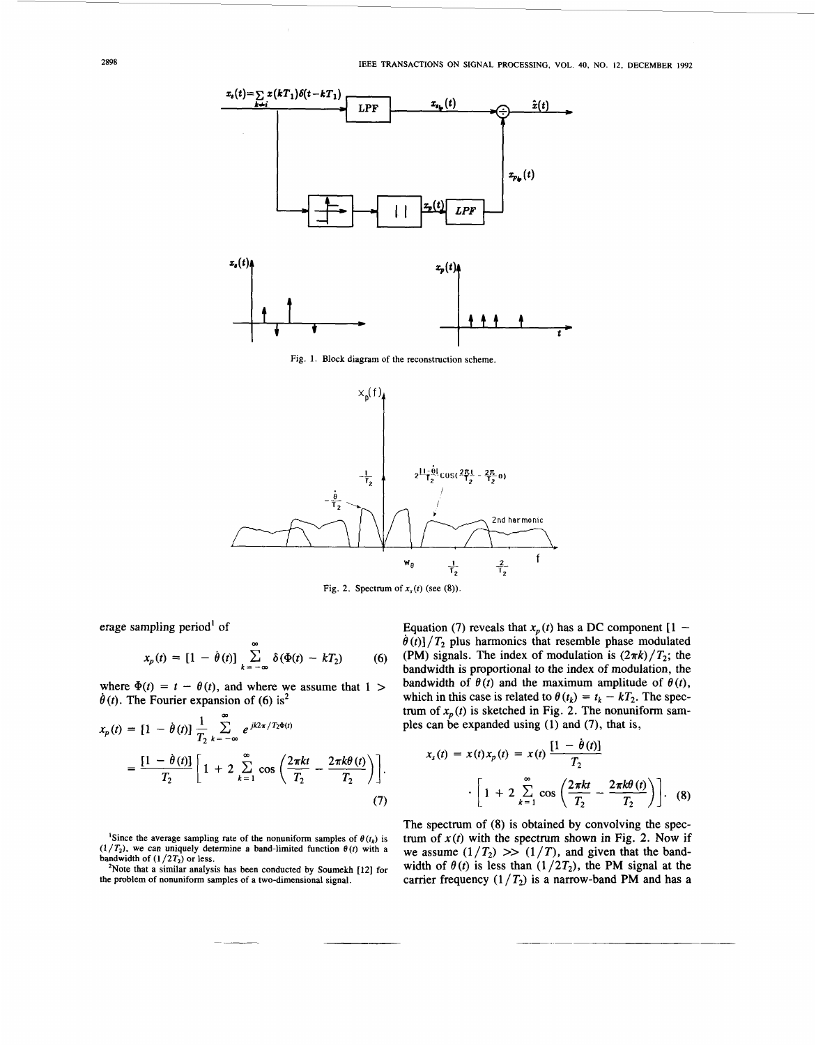Fig. 1. Block diagram of the reconstruction scheme.

Fig. 2. Spectrum of $x_s(t)$ (see (8)).

erage sampling period[1] of

$$x_p(t) = [1 - \dot{\theta}(t)] \sum_{k=-\infty}^{\infty} \delta(\Phi(t) - kT_2) \qquad (6)$$

where $\Phi(t) = t - \theta(t)$, and where we assume that $1 > \dot{\theta}(t)$. The Fourier expansion of (6) is[2]

$$x_p(t) = [1 - \dot{\theta}(t)] \frac{1}{T_2} \sum_{k=-\infty}^{\infty} e^{jk2\pi/T_2 \Phi(t)}$$

$$= \frac{[1 - \dot{\theta}(t)]}{T_2} \left[ 1 + 2 \sum_{k=1}^{\infty} \cos\left( \frac{2\pi kt}{T_2} - \frac{2\pi k \theta(t)}{T_2} \right) \right]. \qquad (7)$$

Equation (7) reveals that $x_p(t)$ has a DC component $[1 - \dot{\theta}(t)]/T_2$ plus harmonics that resemble phase modulated (PM) signals. The index of modulation is $(2\pi k)/T_2$; the bandwidth is proportional to the index of modulation, the bandwidth of $\theta(t)$ and the maximum amplitude of $\theta(t)$, which in this case is related to $\theta(t_k) = t_k - kT_2$. The spectrum of $x_p(t)$ is sketched in Fig. 2. The nonuniform samples can be expanded using (1) and (7), that is,

$$x_s(t) = x(t)x_p(t) = x(t) \frac{[1 - \dot{\theta}(t)]}{T_2} \cdot \left[ 1 + 2 \sum_{k=1}^{\infty} \cos\left( \frac{2\pi kt}{T_2} - \frac{2\pi k \theta(t)}{T_2} \right) \right]. \qquad (8)$$

The spectrum of (8) is obtained by convolving the spectrum of $x(t)$ with the spectrum shown in Fig. 2. Now if we assume $(1/T_2) \gg (1/T)$, and given that the bandwidth of $\theta(t)$ is less than $(1/2T_2)$, the PM signal at the carrier frequency $(1/T_2)$ is a narrow-band PM and has a

[1] Since the average sampling rate of the nonuniform samples of $\theta(t_k)$ is $(1/T_2)$, we can uniquely determine a band-limited function $\theta(t)$ with a bandwidth of $(1/2T_2)$ or less.

[2] Note that a similar analysis has been conducted by Soumekh [12] for the problem of nonuniform samples of a two-dimensional signal.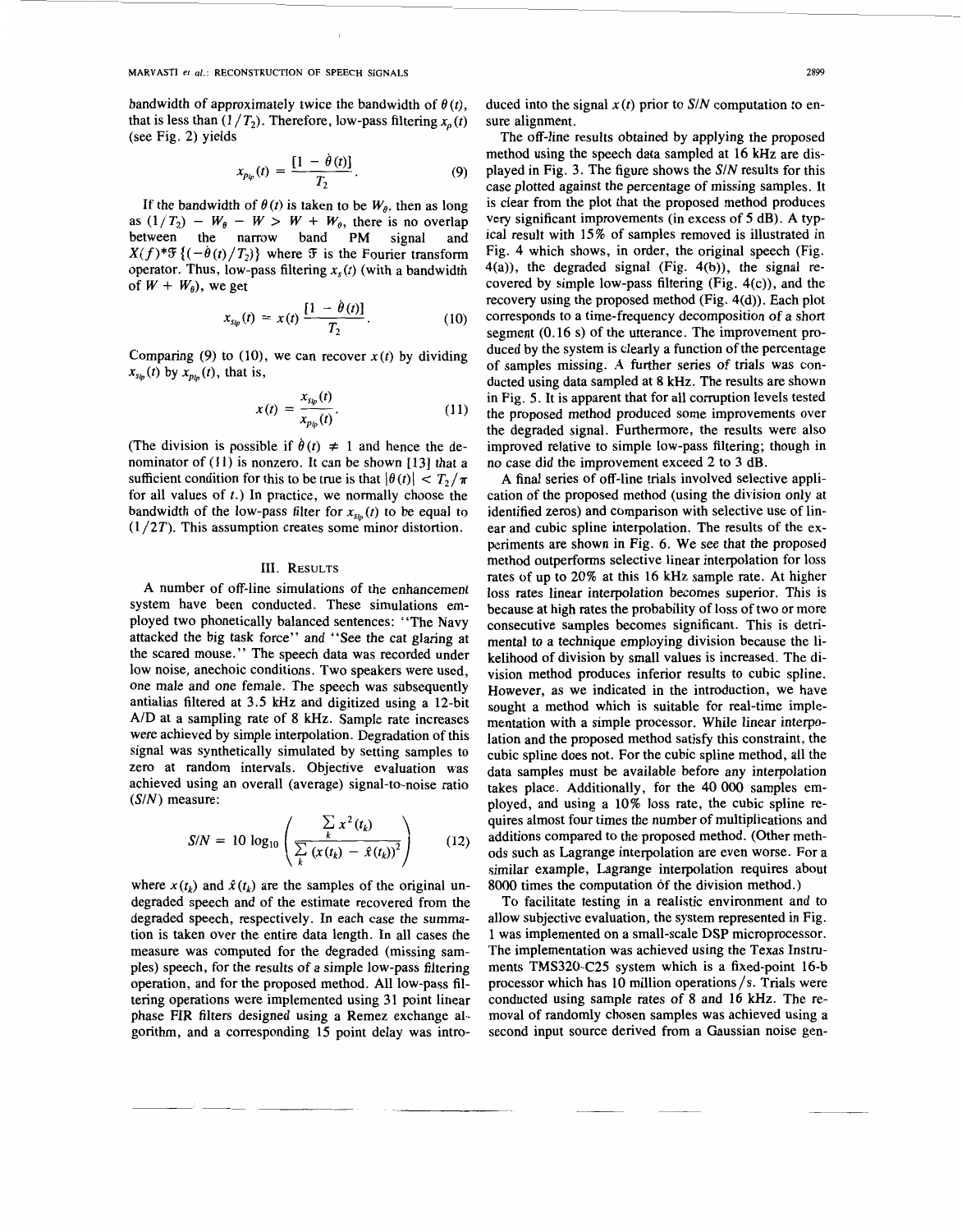bandwidth of approximately twice the bandwidth of $\theta(t)$, that is less than $(1/T_2)$. Therefore, low-pass filtering $x_p(t)$ (see Fig. 2) yields

$$x_{p_{lp}}(t) = \frac{[1 - \dot{\theta}(t)]}{T_2}. \tag{9}$$

If the bandwidth of $\theta(t)$ is taken to be $W_\theta$, then as long as $(1/T_2) - W_\theta - W > W + W_\theta$, there is no overlap between the narrow band PM signal and $X(f) * \mathfrak{F}\{(-\dot{\theta}(t)/T_2)\}$ where $\mathfrak{F}$ is the Fourier transform operator. Thus, low-pass filtering $x_s(t)$ (with a bandwidth of $W + W_\theta$), we get

$$x_{s_{lp}}(t) = x(t) \frac{[1 - \dot{\theta}(t)]}{T_2}. \tag{10}$$

Comparing (9) to (10), we can recover $x(t)$ by dividing $x_{s_{lp}}(t)$ by $x_{p_{lp}}(t)$, that is,

$$x(t) = \frac{x_{s_{lp}}(t)}{x_{p_{lp}}(t)}. \tag{11}$$

(The division is possible if $\dot{\theta}(t) \neq 1$ and hence the denominator of (11) is nonzero. It can be shown [13] that a sufficient condition for this to be true is that $|\theta(t)| < T_2/\pi$ for all values of $t$.) In practice, we normally choose the bandwidth of the low-pass filter for $x_{s_{lp}}(t)$ to be equal to $(1/2T)$. This assumption creates some minor distortion.

## III. Results

A number of off-line simulations of the enhancement system have been conducted. These simulations employed two phonetically balanced sentences: "The Navy attacked the big task force" and "See the cat glaring at the scared mouse." The speech data was recorded under low noise, anechoic conditions. Two speakers were used, one male and one female. The speech was subsequently antialias filtered at 3.5 kHz and digitized using a 12-bit A/D at a sampling rate of 8 kHz. Sample rate increases were achieved by simple interpolation. Degradation of this signal was synthetically simulated by setting samples to zero at random intervals. Objective evaluation was achieved using an overall (average) signal-to-noise ratio ($S/N$) measure:

$$S/N = 10 \log_{10} \left( \frac{\sum_k x^2(t_k)}{\sum_k (x(t_k) - \hat{x}(t_k))^2} \right) \tag{12}$$

where $x(t_k)$ and $\hat{x}(t_k)$ are the samples of the original undegraded speech and of the estimate recovered from the degraded speech, respectively. In each case the summation is taken over the entire data length. In all cases the measure was computed for the degraded (missing samples) speech, for the results of a simple low-pass filtering operation, and for the proposed method. All low-pass filtering operations were implemented using 31 point linear phase FIR filters designed using a Remez exchange algorithm, and a corresponding 15 point delay was introduced into the signal $x(t)$ prior to $S/N$ computation to ensure alignment.

The off-line results obtained by applying the proposed method using the speech data sampled at 16 kHz are displayed in Fig. 3. The figure shows the $S/N$ results for this case plotted against the percentage of missing samples. It is clear from the plot that the proposed method produces very significant improvements (in excess of 5 dB). A typical result with 15% of samples removed is illustrated in Fig. 4 which shows, in order, the original speech (Fig. 4(a)), the degraded signal (Fig. 4(b)), the signal recovered by simple low-pass filtering (Fig. 4(c)), and the recovery using the proposed method (Fig. 4(d)). Each plot corresponds to a time-frequency decomposition of a short segment (0.16 s) of the utterance. The improvement produced by the system is clearly a function of the percentage of samples missing. A further series of trials was conducted using data sampled at 8 kHz. The results are shown in Fig. 5. It is apparent that for all corruption levels tested the proposed method produced some improvements over the degraded signal. Furthermore, the results were also improved relative to simple low-pass filtering; though in no case did the improvement exceed 2 to 3 dB.

A final series of off-line trials involved selective application of the proposed method (using the division only at identified zeros) and comparison with selective use of linear and cubic spline interpolation. The results of the experiments are shown in Fig. 6. We see that the proposed method outperforms selective linear interpolation for loss rates of up to 20% at this 16 kHz sample rate. At higher loss rates linear interpolation becomes superior. This is because at high rates the probability of loss of two or more consecutive samples becomes significant. This is detrimental to a technique employing division because the likelihood of division by small values is increased. The division method produces inferior results to cubic spline. However, as we indicated in the introduction, we have sought a method which is suitable for real-time implementation with a simple processor. While linear interpolation and the proposed method satisfy this constraint, the cubic spline does not. For the cubic spline method, all the data samples must be available before any interpolation takes place. Additionally, for the 40 000 samples employed, and using a 10% loss rate, the cubic spline requires almost four times the number of multiplications and additions compared to the proposed method. (Other methods such as Lagrange interpolation are even worse. For a similar example, Lagrange interpolation requires about 8000 times the computation of the division method.)

To facilitate testing in a realistic environment and to allow subjective evaluation, the system represented in Fig. 1 was implemented on a small-scale DSP microprocessor. The implementation was achieved using the Texas Instruments TMS320-C25 system which is a fixed-point 16-b processor which has 10 million operations/s. Trials were conducted using sample rates of 8 and 16 kHz. The removal of randomly chosen samples was achieved using a second input source derived from a Gaussian noise gen-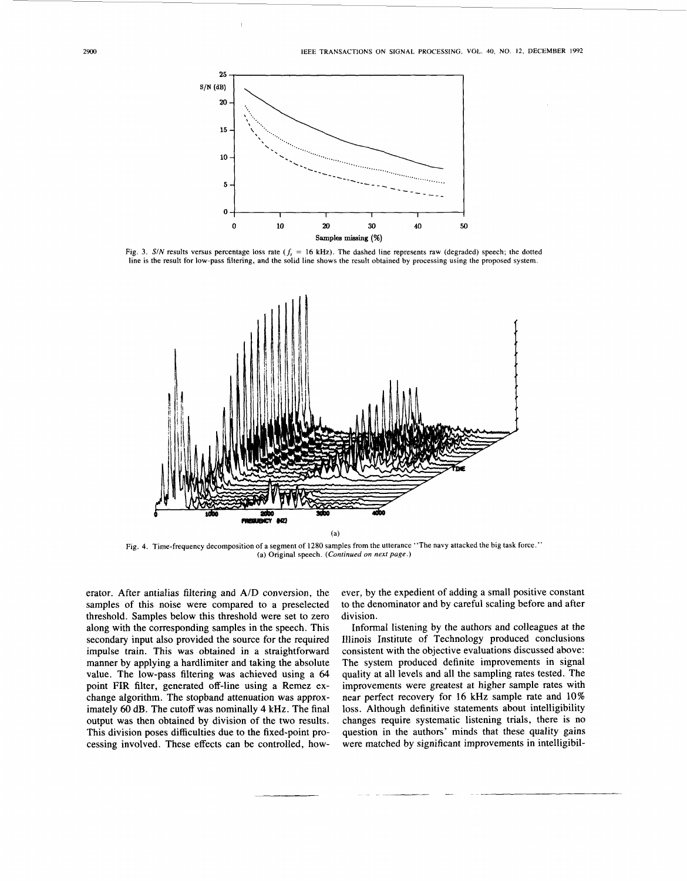Fig. 3. $S/N$ results versus percentage loss rate ($f_s$ = 16 kHz). The dashed line represents raw (degraded) speech; the dotted line is the result for low-pass filtering, and the solid line shows the result obtained by processing using the proposed system.

(a)

Fig. 4. Time-frequency decomposition of a segment of 1280 samples from the utterance "The navy attacked the big task force." (a) Original speech. (*Continued on next page.*)

erator. After antialias filtering and A/D conversion, the samples of this noise were compared to a preselected threshold. Samples below this threshold were set to zero along with the corresponding samples in the speech. This secondary input also provided the source for the required impulse train. This was obtained in a straightforward manner by applying a hardlimiter and taking the absolute value. The low-pass filtering was achieved using a 64 point FIR filter, generated off-line using a Remez exchange algorithm. The stopband attenuation was approximately 60 dB. The cutoff was nominally 4 kHz. The final output was then obtained by division of the two results. This division poses difficulties due to the fixed-point processing involved. These effects can be controlled, however, by the expedient of adding a small positive constant to the denominator and by careful scaling before and after division.

Informal listening by the authors and colleagues at the Illinois Institute of Technology produced conclusions consistent with the objective evaluations discussed above: The system produced definite improvements in signal quality at all levels and all the sampling rates tested. The improvements were greatest at higher sample rates with near perfect recovery for 16 kHz sample rate and 10% loss. Although definitive statements about intelligibility changes require systematic listening trials, there is no question in the authors' minds that these quality gains were matched by significant improvements in intelligibil-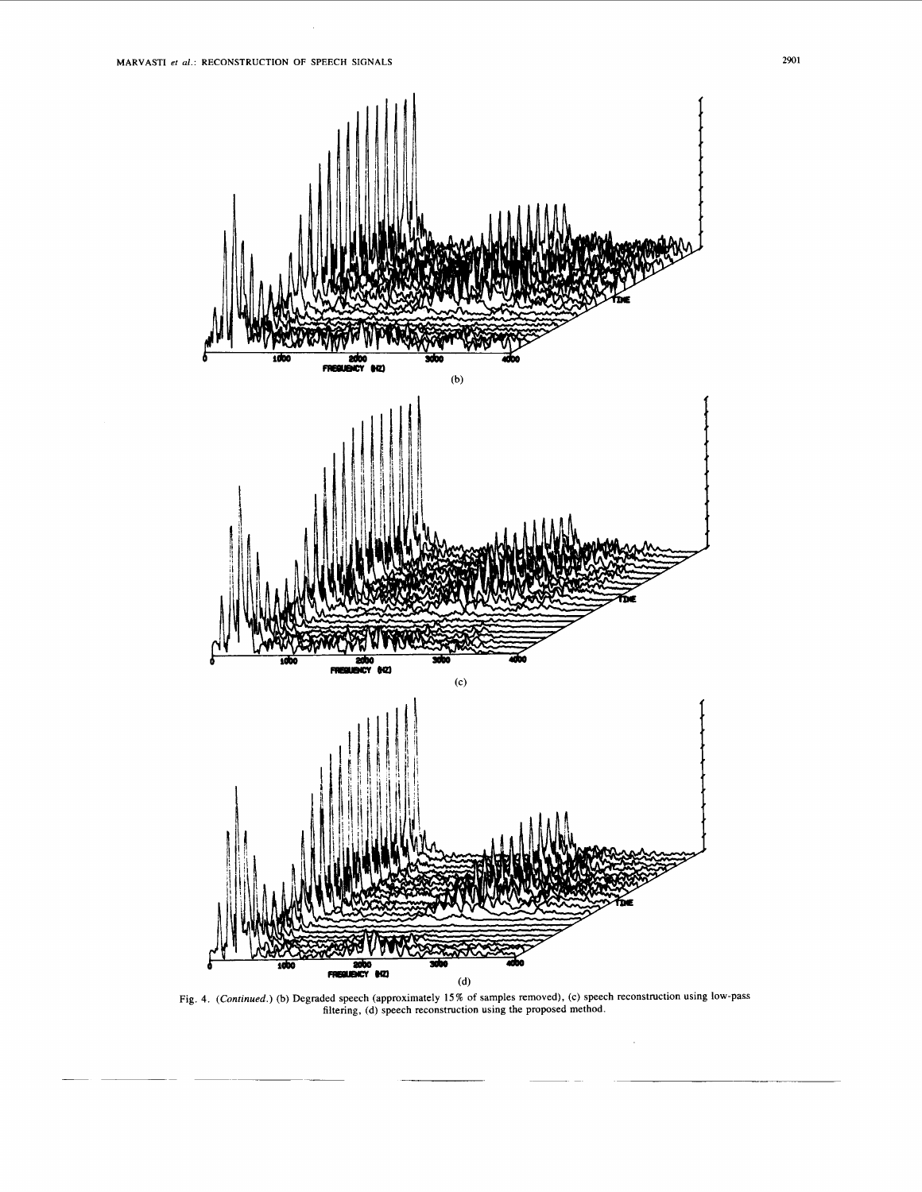Fig. 4. (*Continued.*) (b) Degraded speech (approximately 15% of samples removed), (c) speech reconstruction using low-pass filtering, (d) speech reconstruction using the proposed method.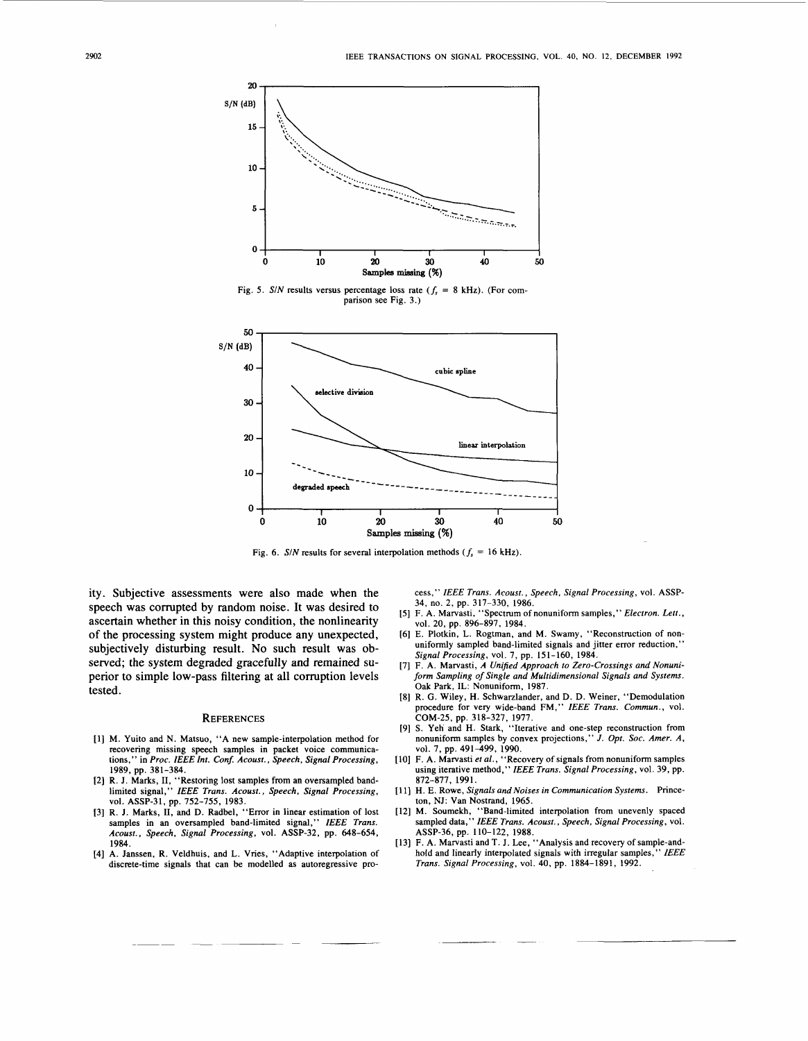Fig. 5. $S/N$ results versus percentage loss rate ($f_s$ = 8 kHz). (For comparison see Fig. 3.)

Fig. 6. $S/N$ results for several interpolation methods ($f_s$ = 16 kHz).

ity. Subjective assessments were also made when the speech was corrupted by random noise. It was desired to ascertain whether in this noisy condition, the nonlinearity of the processing system might produce any unexpected, subjectively disturbing result. No such result was observed; the system degraded gracefully and remained superior to simple low-pass filtering at all corruption levels tested.

## References

[1] M. Yuito and N. Matsuo, "A new sample-interpolation method for recovering missing speech samples in packet voice communications," in *Proc. IEEE Int. Conf. Acoust., Speech, Signal Processing*, 1989, pp. 381–384.

[2] R. J. Marks, II, "Restoring lost samples from an oversampled band-limited signal," *IEEE Trans. Acoust., Speech, Signal Processing*, vol. ASSP-31, pp. 752–755, 1983.

[3] R. J. Marks, II, and D. Radbel, "Error in linear estimation of lost samples in an oversampled band-limited signal," *IEEE Trans. Acoust., Speech, Signal Processing*, vol. ASSP-32, pp. 648–654, 1984.

[4] A. Janssen, R. Veldhuis, and L. Vries, "Adaptive interpolation of discrete-time signals that can be modelled as autoregressive process," *IEEE Trans. Acoust., Speech, Signal Processing*, vol. ASSP-34, no. 2, pp. 317–330, 1986.

[5] F. A. Marvasti, "Spectrum of nonuniform samples," *Electron. Lett.*, vol. 20, pp. 896–897, 1984.

[6] E. Plotkin, L. Rogtman, and M. Swamy, "Reconstruction of nonuniformly sampled band-limited signals and jitter error reduction," *Signal Processing*, vol. 7, pp. 151–160, 1984.

[7] F. A. Marvasti, *A Unified Approach to Zero-Crossings and Nonuniform Sampling of Single and Multidimensional Signals and Systems*. Oak Park, IL: Nonuniform, 1987.

[8] R. G. Wiley, H. Schwarzlander, and D. D. Weiner, "Demodulation procedure for very wide-band FM," *IEEE Trans. Commun.*, vol. COM-25, pp. 318–327, 1977.

[9] S. Yeh and H. Stark, "Iterative and one-step reconstruction from nonuniform samples by convex projections," *J. Opt. Soc. Amer. A*, vol. 7, pp. 491–499, 1990.

[10] F. A. Marvasti *et al.*, "Recovery of signals from nonuniform samples using iterative method," *IEEE Trans. Signal Processing*, vol. 39, pp. 872–877, 1991.

[11] H. E. Rowe, *Signals and Noises in Communication Systems*. Princeton, NJ: Van Nostrand, 1965.

[12] M. Soumekh, "Band-limited interpolation from unevenly spaced sampled data," *IEEE Trans. Acoust., Speech, Signal Processing*, vol. ASSP-36, pp. 110–122, 1988.

[13] F. A. Marvasti and T. J. Lee, "Analysis and recovery of sample-and-hold and linearly interpolated signals with irregular samples," *IEEE Trans. Signal Processing*, vol. 40, pp. 1884–1891, 1992.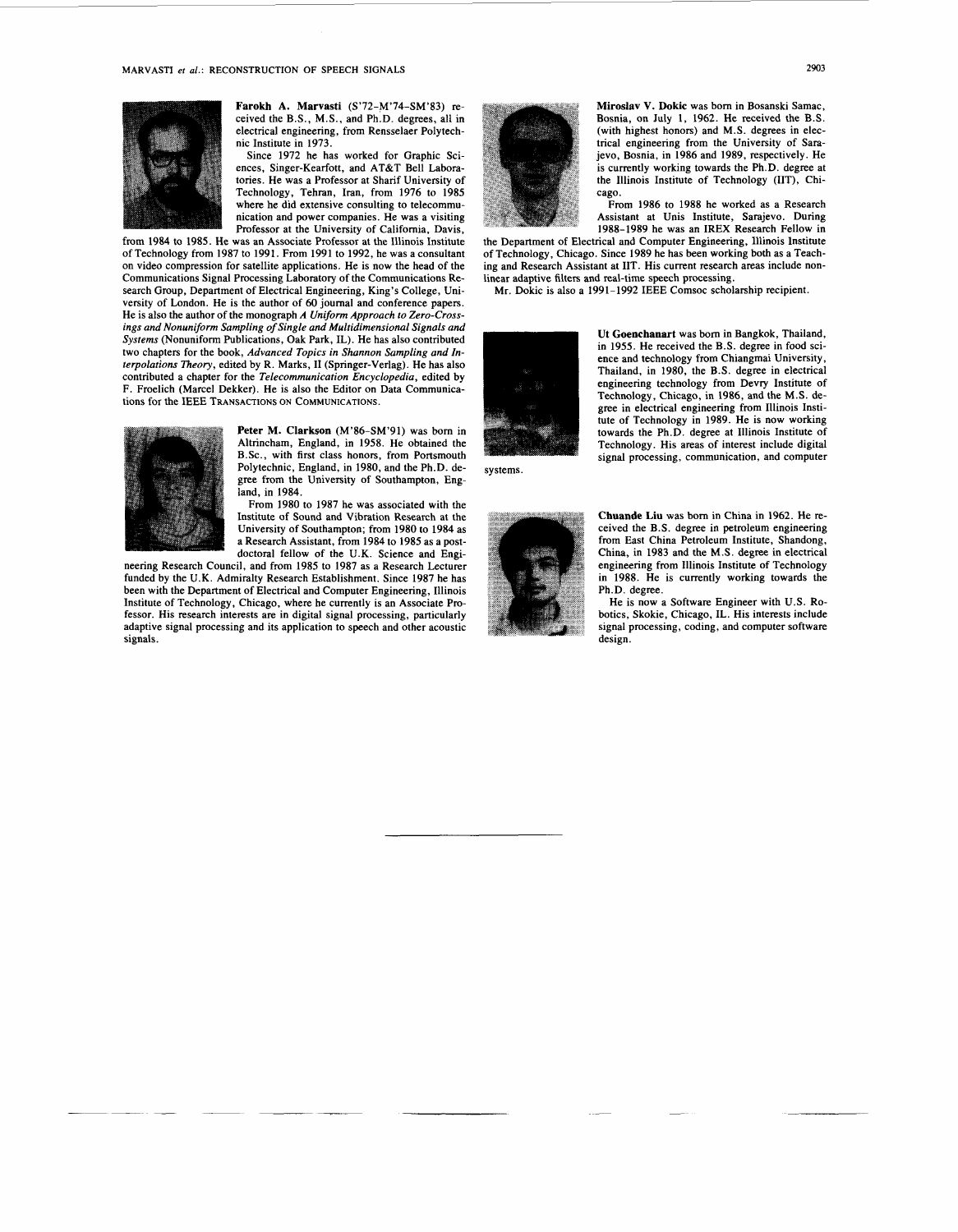**Farokh A. Marvasti** (S'72–M'74–SM'83) received the B.S., M.S., and Ph.D. degrees, all in electrical engineering, from Rensselaer Polytechnic Institute in 1973.

Since 1972 he has worked for Graphic Sciences, Singer-Kearfott, and AT&T Bell Laboratories. He was a Professor at Sharif University of Technology, Tehran, Iran, from 1976 to 1985 where he did extensive consulting to telecommunication and power companies. He was a visiting Professor at the University of California, Davis, from 1984 to 1985. He was an Associate Professor at the Illinois Institute of Technology from 1987 to 1991. From 1991 to 1992, he was a consultant on video compression for satellite applications. He is now the head of the Communications Signal Processing Laboratory of the Communications Research Group, Department of Electrical Engineering, King's College, University of London. He is the author of 60 journal and conference papers. He is also the author of the monograph *A Uniform Approach to Zero-Crossings and Nonuniform Sampling of Single and Multidimensional Signals and Systems* (Nonuniform Publications, Oak Park, IL). He has also contributed two chapters for the book, *Advanced Topics in Shannon Sampling and Interpolations Theory*, edited by R. Marks, II (Springer-Verlag). He has also contributed a chapter for the *Telecommunication Encyclopedia*, edited by F. Froelich (Marcel Dekker). He is also the Editor on Data Communications for the IEEE TRANSACTIONS ON COMMUNICATIONS.

**Peter M. Clarkson** (M'86–SM'91) was born in Altrincham, England, in 1958. He obtained the B.Sc., with first class honors, from Portsmouth Polytechnic, England, in 1980, and the Ph.D. degree from the University of Southampton, England, in 1984.

From 1980 to 1987 he was associated with the Institute of Sound and Vibration Research at the University of Southampton; from 1980 to 1984 as a Research Assistant, from 1984 to 1985 as a postdoctoral fellow of the U.K. Science and Engineering Research Council, and from 1985 to 1987 as a Research Lecturer funded by the U.K. Admiralty Research Establishment. Since 1987 he has been with the Department of Electrical and Computer Engineering, Illinois Institute of Technology, Chicago, where he currently is an Associate Professor. His research interests are in digital signal processing, particularly adaptive signal processing and its application to speech and other acoustic signals.

**Miroslav V. Dokic** was born in Bosanski Samac, Bosnia, on July 1, 1962. He received the B.S. (with highest honors) and M.S. degrees in electrical engineering from the University of Sarajevo, Bosnia, in 1986 and 1989, respectively. He is currently working towards the Ph.D. degree at the Illinois Institute of Technology (IIT), Chicago.

From 1986 to 1988 he worked as a Research Assistant at Unis Institute, Sarajevo. During 1988–1989 he was an IREX Research Fellow in the Department of Electrical and Computer Engineering, Illinois Institute of Technology, Chicago. Since 1989 he has been working both as a Teaching and Research Assistant at IIT. His current research areas include nonlinear adaptive filters and real-time speech processing.

Mr. Dokic is also a 1991–1992 IEEE Comsoc scholarship recipient.

**Ut Goenchanart** was born in Bangkok, Thailand, in 1955. He received the B.S. degree in food science and technology from Chiangmai University, Thailand, in 1980, the B.S. degree in electrical engineering technology from Devry Institute of Technology, Chicago, in 1986, and the M.S. degree in electrical engineering from Illinois Institute of Technology in 1989. He is now working towards the Ph.D. degree at Illinois Institute of Technology. His areas of interest include digital signal processing, communication, and computer systems.

**Chuande Liu** was born in China in 1962. He received the B.S. degree in petroleum engineering from East China Petroleum Institute, Shandong, China, in 1983 and the M.S. degree in electrical engineering from Illinois Institute of Technology in 1988. He is currently working towards the Ph.D. degree.

He is now a Software Engineer with U.S. Robotics, Skokie, Chicago, IL. His interests include signal processing, coding, and computer software design.